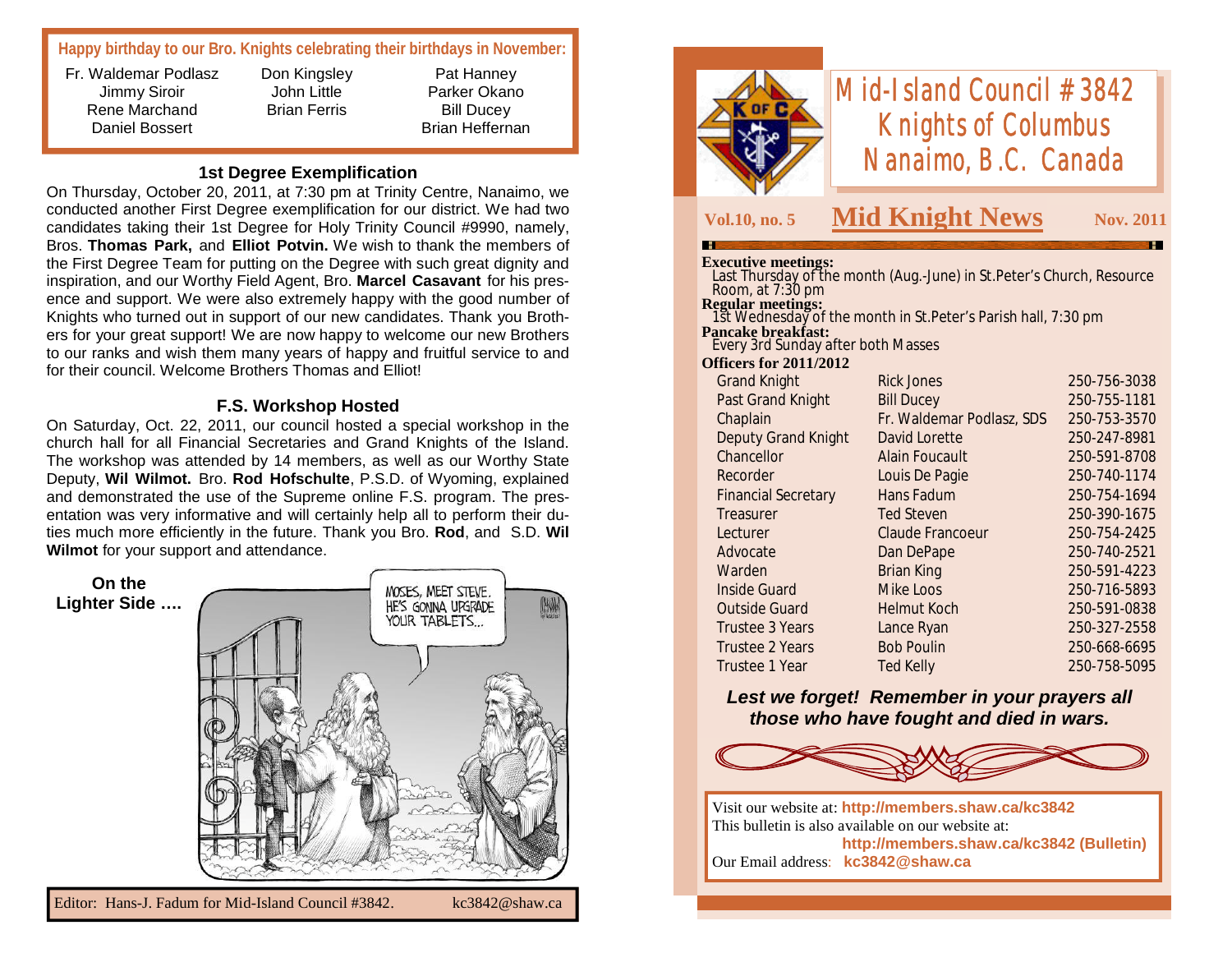# Mid-Island Council #3842
# Knights of Columbus
# Nanaimo, B.C. Canada

**Vol.10, no. 5** — **Mid Knight News** — **Nov. 2011**

**Executive meetings:**
Last Thursday of the month (Aug.-June) in St.Peter's Church, Resource Room, at 7:30 pm

**Regular meetings:**
1st Wednesday of the month in St.Peter's Parish hall, 7:30 pm

**Pancake breakfast:**
Every 3rd Sunday after both Masses

**Officers for 2011/2012**

| Office | Name | Phone |
|---|---|---|
| Grand Knight | Rick Jones | 250-756-3038 |
| Past Grand Knight | Bill Ducey | 250-755-1181 |
| Chaplain | Fr. Waldemar Podlasz, SDS | 250-753-3570 |
| Deputy Grand Knight | David Lorette | 250-247-8981 |
| Chancellor | Alain Foucault | 250-591-8708 |
| Recorder | Louis De Pagie | 250-740-1174 |
| Financial Secretary | Hans Fadum | 250-754-1694 |
| Treasurer | Ted Steven | 250-390-1675 |
| Lecturer | Claude Francoeur | 250-754-2425 |
| Advocate | Dan DePape | 250-740-2521 |
| Warden | Brian King | 250-591-4223 |
| Inside Guard | Mike Loos | 250-716-5893 |
| Outside Guard | Helmut Koch | 250-591-0838 |
| Trustee 3 Years | Lance Ryan | 250-327-2558 |
| Trustee 2 Years | Bob Poulin | 250-668-6695 |
| Trustee 1 Year | Ted Kelly | 250-758-5095 |

***Lest we forget! Remember in your prayers all those who have fought and died in wars.***

Visit our website at: **http://members.shaw.ca/kc3842**
This bulletin is also available on our website at:
**http://members.shaw.ca/kc3842 (Bulletin)**
Our Email address: **kc3842@shaw.ca**

---

**Happy birthday to our Bro. Knights celebrating their birthdays in November:**

| | | |
|---|---|---|
| Fr. Waldemar Podlasz | Don Kingsley | Pat Hanney |
| Jimmy Siroir | John Little | Parker Okano |
| Rene Marchand | Brian Ferris | Bill Ducey |
| Daniel Bossert | | Brian Heffernan |

## 1st Degree Exemplification

On Thursday, October 20, 2011, at 7:30 pm at Trinity Centre, Nanaimo, we conducted another First Degree exemplification for our district. We had two candidates taking their 1st Degree for Holy Trinity Council #9990, namely, Bros. **Thomas Park,** and **Elliot Potvin.** We wish to thank the members of the First Degree Team for putting on the Degree with such great dignity and inspiration, and our Worthy Field Agent, Bro. **Marcel Casavant** for his presence and support. We were also extremely happy with the good number of Knights who turned out in support of our new candidates. Thank you Brothers for your great support! We are now happy to welcome our new Brothers to our ranks and wish them many years of happy and fruitful service to and for their council. Welcome Brothers Thomas and Elliot!

## F.S. Workshop Hosted

On Saturday, Oct. 22, 2011, our council hosted a special workshop in the church hall for all Financial Secretaries and Grand Knights of the Island. The workshop was attended by 14 members, as well as our Worthy State Deputy, **Wil Wilmot.** Bro. **Rod Hofschulte**, P.S.D. of Wyoming, explained and demonstrated the use of the Supreme online F.S. program. The presentation was very informative and will certainly help all to perform their duties much more efficiently in the future. Thank you Bro. **Rod**, and S.D. **Wil Wilmot** for your support and attendance.

**On the Lighter Side ….**

Editor: Hans-J. Fadum for Mid-Island Council #3842. kc3842@shaw.ca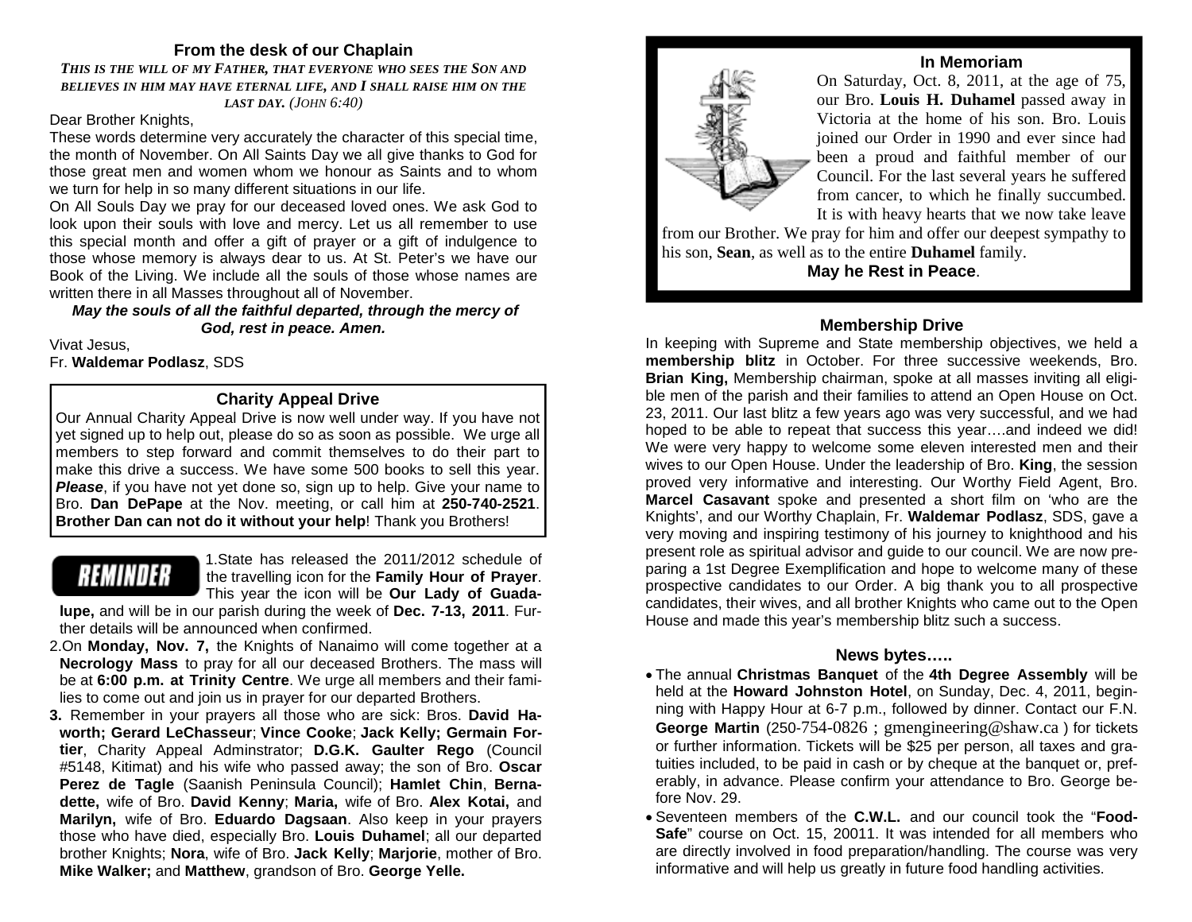## From the desk of our Chaplain

***THIS IS THE WILL OF MY FATHER, THAT EVERYONE WHO SEES THE SON AND BELIEVES IN HIM MAY HAVE ETERNAL LIFE, AND I SHALL RAISE HIM ON THE LAST DAY.*** *(JOHN 6:40)*

Dear Brother Knights,

These words determine very accurately the character of this special time, the month of November. On All Saints Day we all give thanks to God for those great men and women whom we honour as Saints and to whom we turn for help in so many different situations in our life.

On All Souls Day we pray for our deceased loved ones. We ask God to look upon their souls with love and mercy. Let us all remember to use this special month and offer a gift of prayer or a gift of indulgence to those whose memory is always dear to us. At St. Peter's we have our Book of the Living. We include all the souls of those whose names are written there in all Masses throughout all of November.

***May the souls of all the faithful departed, through the mercy of God, rest in peace. Amen.***

Vivat Jesus,
Fr. **Waldemar Podlasz**, SDS

## Charity Appeal Drive

Our Annual Charity Appeal Drive is now well under way. If you have not yet signed up to help out, please do so as soon as possible. We urge all members to step forward and commit themselves to do their part to make this drive a success. We have some 500 books to sell this year. ***Please***, if you have not yet done so, sign up to help. Give your name to Bro. **Dan DePape** at the Nov. meeting, or call him at **250-740-2521**. **Brother Dan can not do it without your help**! Thank you Brothers!

**REMINDER**

1. State has released the 2011/2012 schedule of the travelling icon for the **Family Hour of Prayer**. This year the icon will be **Our Lady of Guadalupe,** and will be in our parish during the week of **Dec. 7-13, 2011**. Further details will be announced when confirmed.
2. On **Monday, Nov. 7,** the Knights of Nanaimo will come together at a **Necrology Mass** to pray for all our deceased Brothers. The mass will be at **6:00 p.m. at Trinity Centre**. We urge all members and their families to come out and join us in prayer for our departed Brothers.
3. Remember in your prayers all those who are sick: Bros. **David Haworth; Gerard LeChasseur**; **Vince Cooke**; **Jack Kelly; Germain Fortier**, Charity Appeal Adminstrator; **D.G.K. Gaulter Rego** (Council #5148, Kitimat) and his wife who passed away; the son of Bro. **Oscar Perez de Tagle** (Saanish Peninsula Council); **Hamlet Chin**, **Bernadette,** wife of Bro. **David Kenny**; **Maria,** wife of Bro. **Alex Kotai,** and **Marilyn,** wife of Bro. **Eduardo Dagsaan**. Also keep in your prayers those who have died, especially Bro. **Louis Duhamel**; all our departed brother Knights; **Nora**, wife of Bro. **Jack Kelly**; **Marjorie**, mother of Bro. **Mike Walker;** and **Matthew**, grandson of Bro. **George Yelle.**

## In Memoriam

On Saturday, Oct. 8, 2011, at the age of 75, our Bro. **Louis H. Duhamel** passed away in Victoria at the home of his son. Bro. Louis joined our Order in 1990 and ever since had been a proud and faithful member of our Council. For the last several years he suffered from cancer, to which he finally succumbed. It is with heavy hearts that we now take leave from our Brother. We pray for him and offer our deepest sympathy to his son, **Sean**, as well as to the entire **Duhamel** family.

**May he Rest in Peace**.

## Membership Drive

In keeping with Supreme and State membership objectives, we held a **membership blitz** in October. For three successive weekends, Bro. **Brian King,** Membership chairman, spoke at all masses inviting all eligible men of the parish and their families to attend an Open House on Oct. 23, 2011. Our last blitz a few years ago was very successful, and we had hoped to be able to repeat that success this year….and indeed we did! We were very happy to welcome some eleven interested men and their wives to our Open House. Under the leadership of Bro. **King**, the session proved very informative and interesting. Our Worthy Field Agent, Bro. **Marcel Casavant** spoke and presented a short film on 'who are the Knights', and our Worthy Chaplain, Fr. **Waldemar Podlasz**, SDS, gave a very moving and inspiring testimony of his journey to knighthood and his present role as spiritual advisor and guide to our council. We are now preparing a 1st Degree Exemplification and hope to welcome many of these prospective candidates to our Order. A big thank you to all prospective candidates, their wives, and all brother Knights who came out to the Open House and made this year's membership blitz such a success.

## News bytes…..

- The annual **Christmas Banquet** of the **4th Degree Assembly** will be held at the **Howard Johnston Hotel**, on Sunday, Dec. 4, 2011, beginning with Happy Hour at 6-7 p.m., followed by dinner. Contact our F.N. **George Martin** (250-754-0826 ; gmengineering@shaw.ca ) for tickets or further information. Tickets will be $25 per person, all taxes and gratuities included, to be paid in cash or by cheque at the banquet or, preferably, in advance. Please confirm your attendance to Bro. George before Nov. 29.
- Seventeen members of the **C.W.L.** and our council took the "**Food-Safe**" course on Oct. 15, 20011. It was intended for all members who are directly involved in food preparation/handling. The course was very informative and will help us greatly in future food handling activities.